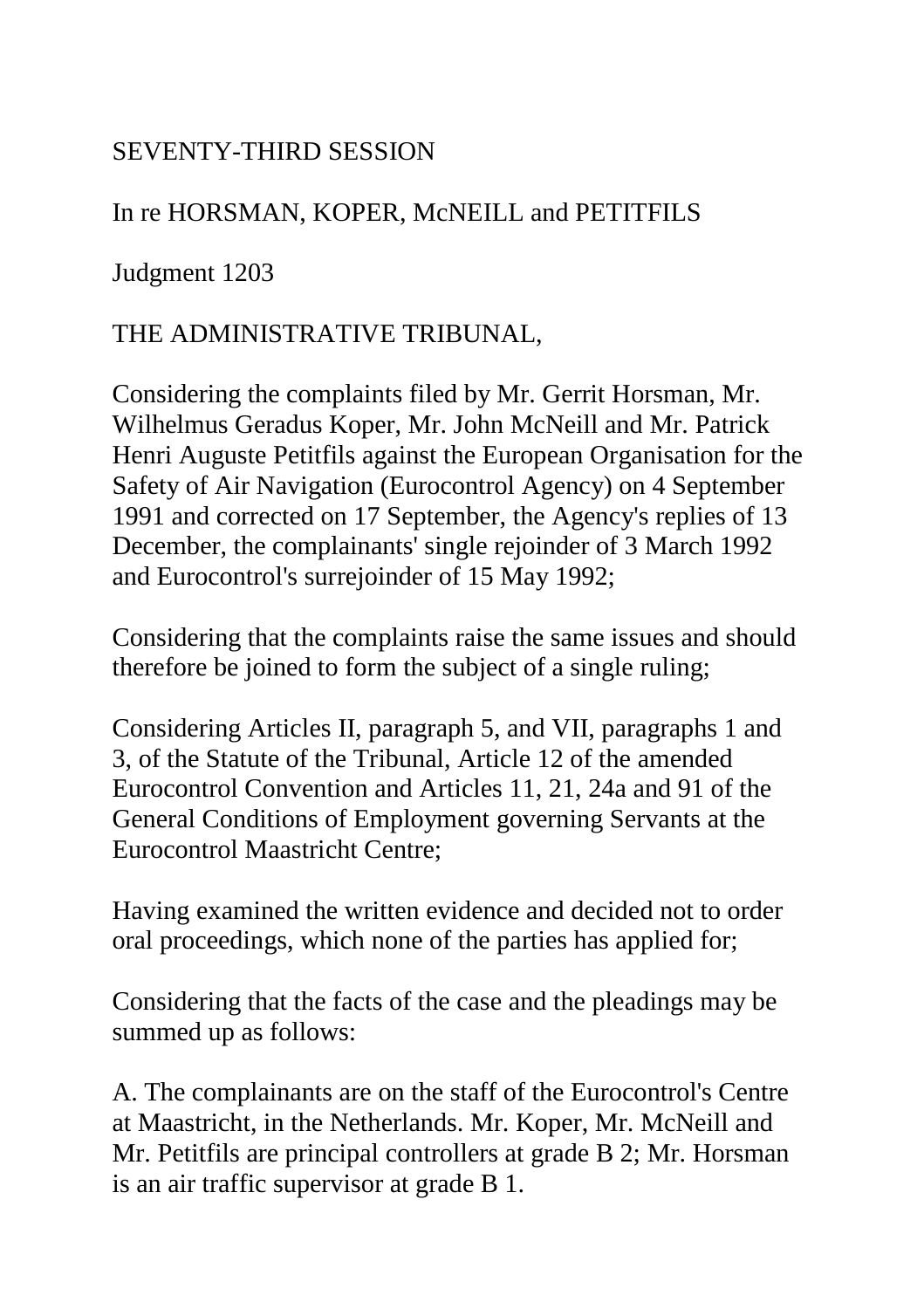SEVENTY-THIRD SESSION

In re HORSMAN, KOPER, McNEILL and PETITFILS

Judgment 1203

THE ADMINISTRATIVE TRIBUNAL,

Considering the complaints filed by Mr. Gerrit Horsman, Mr. Wilhelmus Geradus Koper, Mr. John McNeill and Mr. Patrick Henri Auguste Petitfils against the European Organisation for the Safety of Air Navigation (Eurocontrol Agency) on 4 September 1991 and corrected on 17 September, the Agency's replies of 13 December, the complainants' single rejoinder of 3 March 1992 and Eurocontrol's surrejoinder of 15 May 1992;

Considering that the complaints raise the same issues and should therefore be joined to form the subject of a single ruling;

Considering Articles II, paragraph 5, and VII, paragraphs 1 and 3, of the Statute of the Tribunal, Article 12 of the amended Eurocontrol Convention and Articles 11, 21, 24a and 91 of the General Conditions of Employment governing Servants at the Eurocontrol Maastricht Centre;

Having examined the written evidence and decided not to order oral proceedings, which none of the parties has applied for;

Considering that the facts of the case and the pleadings may be summed up as follows:

A. The complainants are on the staff of the Eurocontrol's Centre at Maastricht, in the Netherlands. Mr. Koper, Mr. McNeill and Mr. Petitfils are principal controllers at grade B 2; Mr. Horsman is an air traffic supervisor at grade B 1.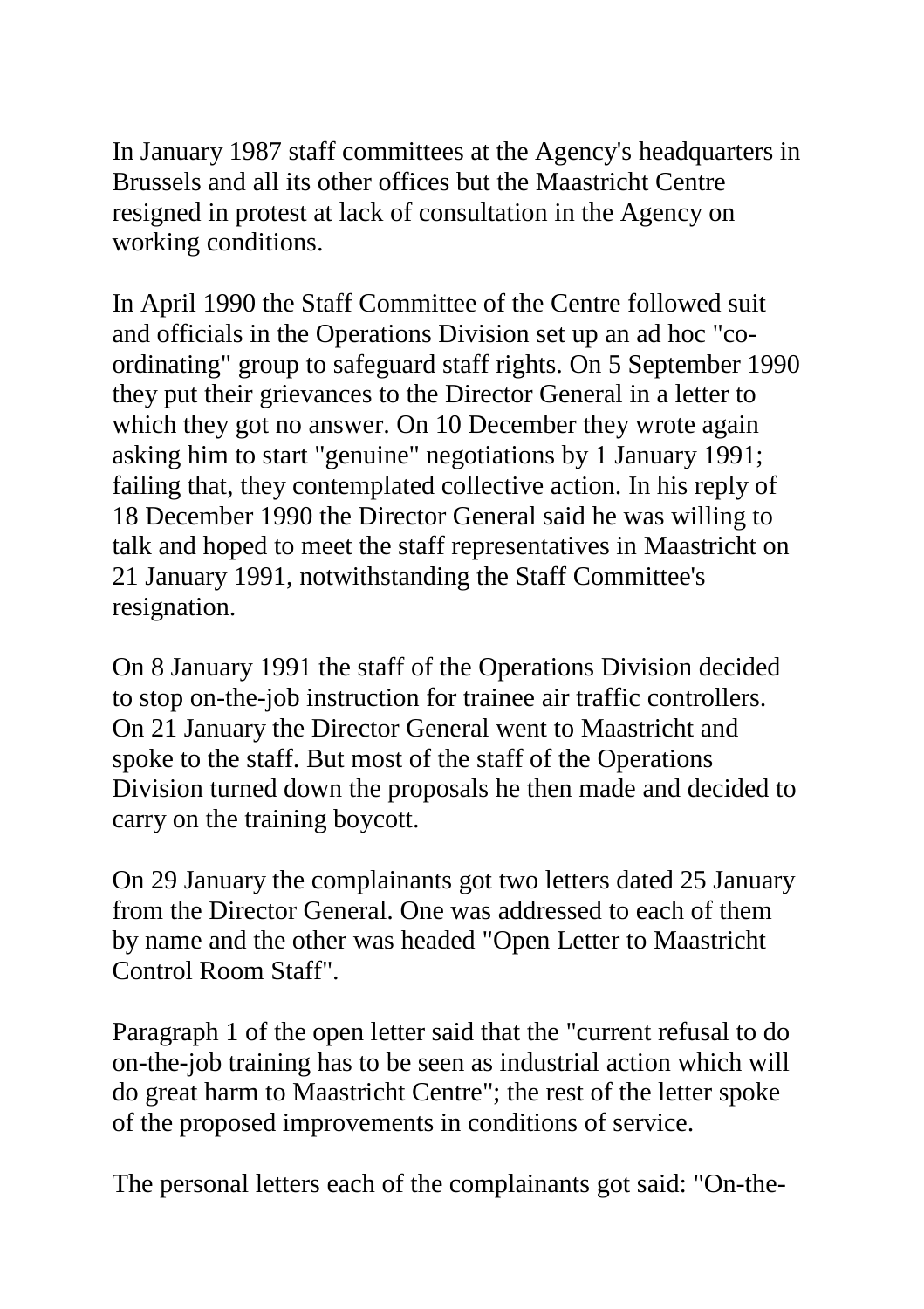In January 1987 staff committees at the Agency's headquarters in Brussels and all its other offices but the Maastricht Centre resigned in protest at lack of consultation in the Agency on working conditions.

In April 1990 the Staff Committee of the Centre followed suit and officials in the Operations Division set up an ad hoc "co-ordinating" group to safeguard staff rights. On 5 September 1990 they put their grievances to the Director General in a letter to which they got no answer. On 10 December they wrote again asking him to start "genuine" negotiations by 1 January 1991; failing that, they contemplated collective action. In his reply of 18 December 1990 the Director General said he was willing to talk and hoped to meet the staff representatives in Maastricht on 21 January 1991, notwithstanding the Staff Committee's resignation.

On 8 January 1991 the staff of the Operations Division decided to stop on-the-job instruction for trainee air traffic controllers. On 21 January the Director General went to Maastricht and spoke to the staff. But most of the staff of the Operations Division turned down the proposals he then made and decided to carry on the training boycott.

On 29 January the complainants got two letters dated 25 January from the Director General. One was addressed to each of them by name and the other was headed "Open Letter to Maastricht Control Room Staff".

Paragraph 1 of the open letter said that the "current refusal to do on-the-job training has to be seen as industrial action which will do great harm to Maastricht Centre"; the rest of the letter spoke of the proposed improvements in conditions of service.

The personal letters each of the complainants got said: "On-the-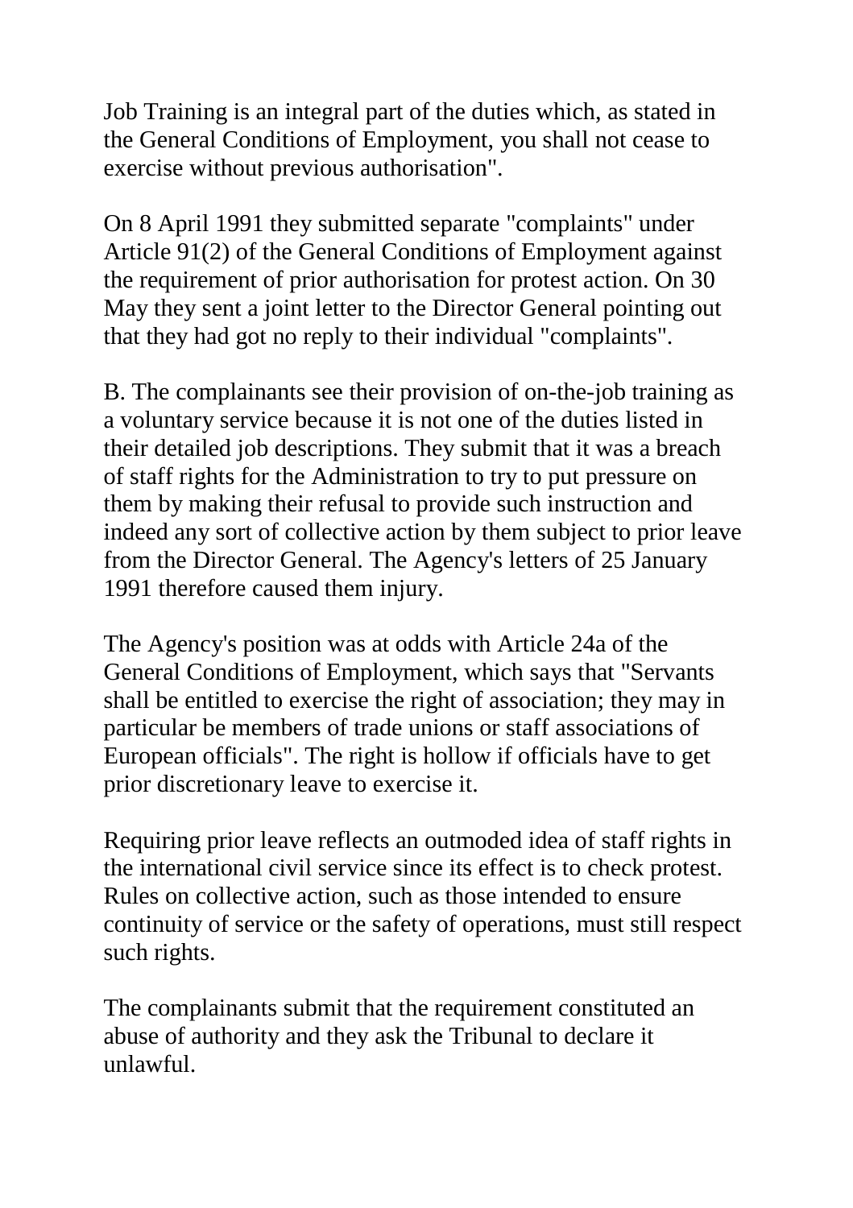Job Training is an integral part of the duties which, as stated in the General Conditions of Employment, you shall not cease to exercise without previous authorisation".

On 8 April 1991 they submitted separate "complaints" under Article 91(2) of the General Conditions of Employment against the requirement of prior authorisation for protest action. On 30 May they sent a joint letter to the Director General pointing out that they had got no reply to their individual "complaints".

B. The complainants see their provision of on-the-job training as a voluntary service because it is not one of the duties listed in their detailed job descriptions. They submit that it was a breach of staff rights for the Administration to try to put pressure on them by making their refusal to provide such instruction and indeed any sort of collective action by them subject to prior leave from the Director General. The Agency's letters of 25 January 1991 therefore caused them injury.

The Agency's position was at odds with Article 24a of the General Conditions of Employment, which says that "Servants shall be entitled to exercise the right of association; they may in particular be members of trade unions or staff associations of European officials". The right is hollow if officials have to get prior discretionary leave to exercise it.

Requiring prior leave reflects an outmoded idea of staff rights in the international civil service since its effect is to check protest. Rules on collective action, such as those intended to ensure continuity of service or the safety of operations, must still respect such rights.

The complainants submit that the requirement constituted an abuse of authority and they ask the Tribunal to declare it unlawful.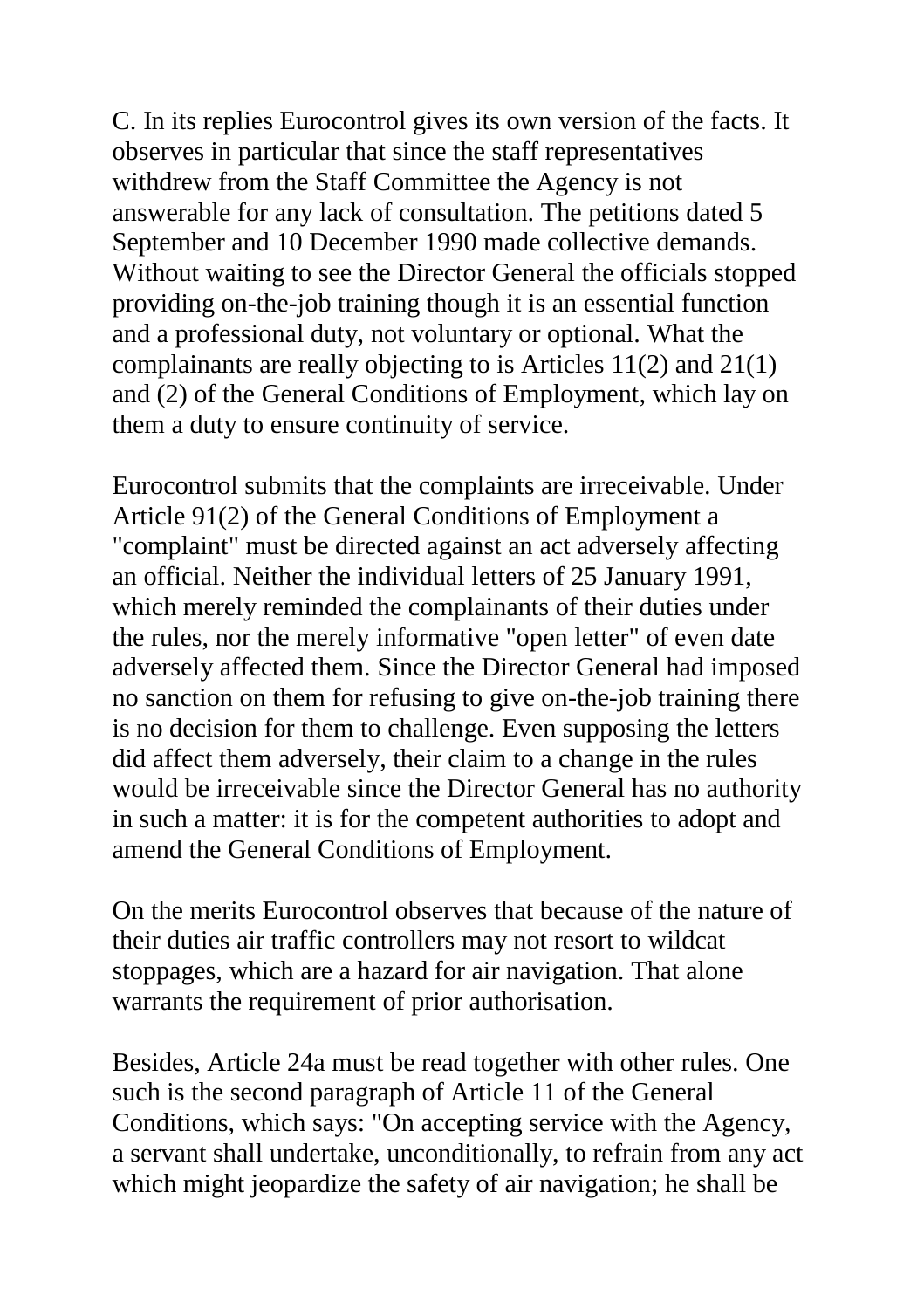C. In its replies Eurocontrol gives its own version of the facts. It observes in particular that since the staff representatives withdrew from the Staff Committee the Agency is not answerable for any lack of consultation. The petitions dated 5 September and 10 December 1990 made collective demands. Without waiting to see the Director General the officials stopped providing on-the-job training though it is an essential function and a professional duty, not voluntary or optional. What the complainants are really objecting to is Articles 11(2) and 21(1) and (2) of the General Conditions of Employment, which lay on them a duty to ensure continuity of service.

Eurocontrol submits that the complaints are irreceivable. Under Article 91(2) of the General Conditions of Employment a "complaint" must be directed against an act adversely affecting an official. Neither the individual letters of 25 January 1991, which merely reminded the complainants of their duties under the rules, nor the merely informative "open letter" of even date adversely affected them. Since the Director General had imposed no sanction on them for refusing to give on-the-job training there is no decision for them to challenge. Even supposing the letters did affect them adversely, their claim to a change in the rules would be irreceivable since the Director General has no authority in such a matter: it is for the competent authorities to adopt and amend the General Conditions of Employment.

On the merits Eurocontrol observes that because of the nature of their duties air traffic controllers may not resort to wildcat stoppages, which are a hazard for air navigation. That alone warrants the requirement of prior authorisation.

Besides, Article 24a must be read together with other rules. One such is the second paragraph of Article 11 of the General Conditions, which says: "On accepting service with the Agency, a servant shall undertake, unconditionally, to refrain from any act which might jeopardize the safety of air navigation; he shall be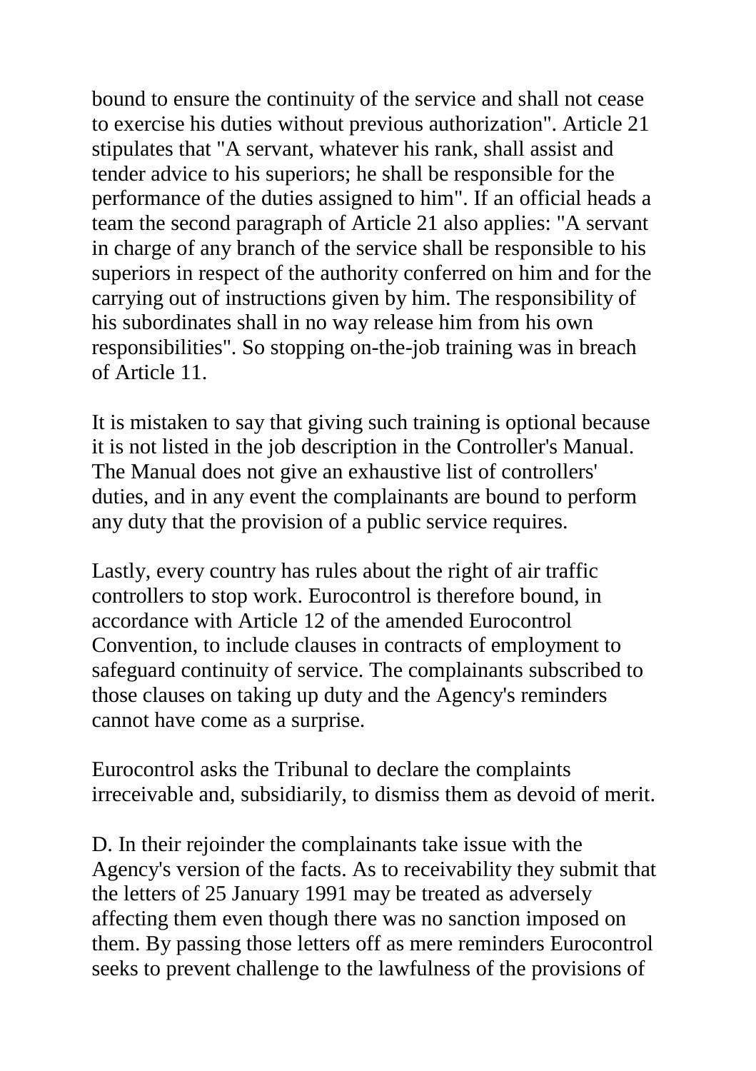bound to ensure the continuity of the service and shall not cease to exercise his duties without previous authorization". Article 21 stipulates that "A servant, whatever his rank, shall assist and tender advice to his superiors; he shall be responsible for the performance of the duties assigned to him". If an official heads a team the second paragraph of Article 21 also applies: "A servant in charge of any branch of the service shall be responsible to his superiors in respect of the authority conferred on him and for the carrying out of instructions given by him. The responsibility of his subordinates shall in no way release him from his own responsibilities". So stopping on-the-job training was in breach of Article 11.

It is mistaken to say that giving such training is optional because it is not listed in the job description in the Controller's Manual. The Manual does not give an exhaustive list of controllers' duties, and in any event the complainants are bound to perform any duty that the provision of a public service requires.

Lastly, every country has rules about the right of air traffic controllers to stop work. Eurocontrol is therefore bound, in accordance with Article 12 of the amended Eurocontrol Convention, to include clauses in contracts of employment to safeguard continuity of service. The complainants subscribed to those clauses on taking up duty and the Agency's reminders cannot have come as a surprise.

Eurocontrol asks the Tribunal to declare the complaints irreceivable and, subsidiarily, to dismiss them as devoid of merit.

D. In their rejoinder the complainants take issue with the Agency's version of the facts. As to receivability they submit that the letters of 25 January 1991 may be treated as adversely affecting them even though there was no sanction imposed on them. By passing those letters off as mere reminders Eurocontrol seeks to prevent challenge to the lawfulness of the provisions of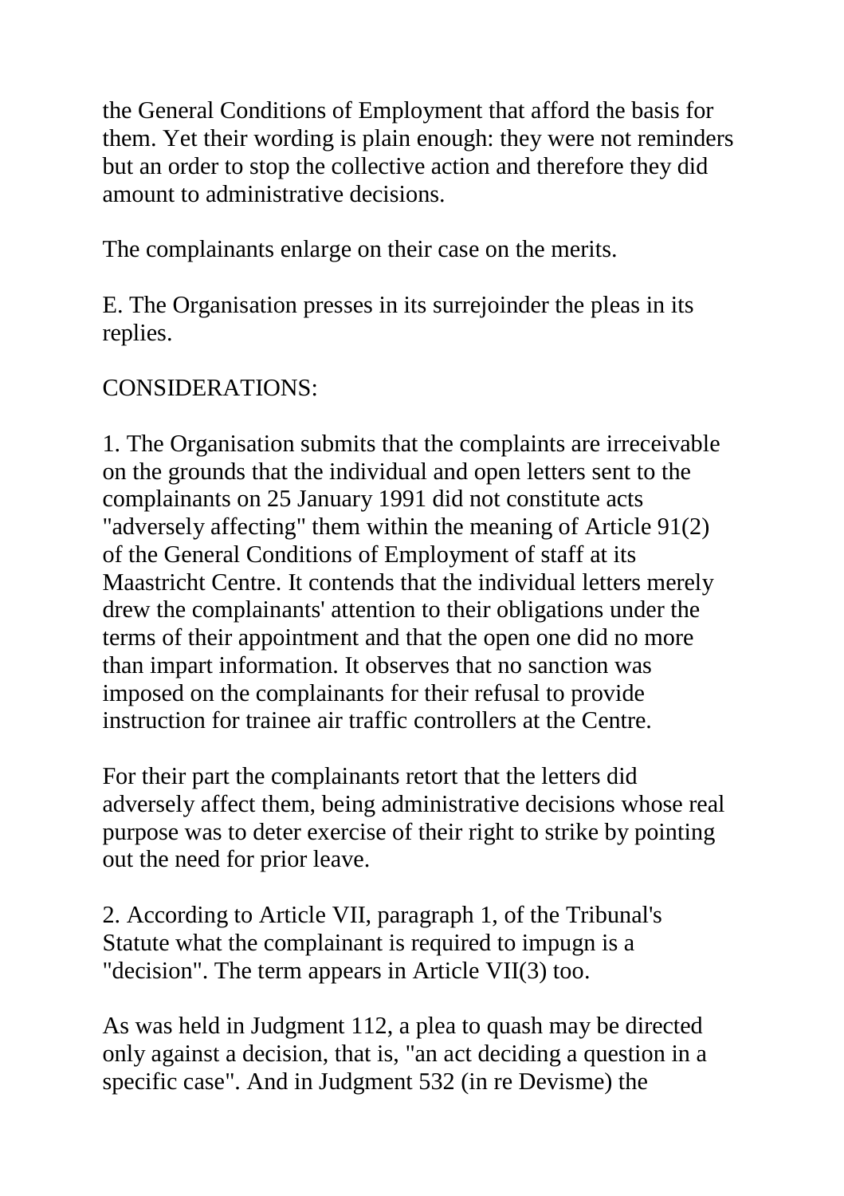the General Conditions of Employment that afford the basis for them. Yet their wording is plain enough: they were not reminders but an order to stop the collective action and therefore they did amount to administrative decisions.

The complainants enlarge on their case on the merits.

E. The Organisation presses in its surrejoinder the pleas in its replies.

CONSIDERATIONS:

1. The Organisation submits that the complaints are irreceivable on the grounds that the individual and open letters sent to the complainants on 25 January 1991 did not constitute acts "adversely affecting" them within the meaning of Article 91(2) of the General Conditions of Employment of staff at its Maastricht Centre. It contends that the individual letters merely drew the complainants' attention to their obligations under the terms of their appointment and that the open one did no more than impart information. It observes that no sanction was imposed on the complainants for their refusal to provide instruction for trainee air traffic controllers at the Centre.

For their part the complainants retort that the letters did adversely affect them, being administrative decisions whose real purpose was to deter exercise of their right to strike by pointing out the need for prior leave.

2. According to Article VII, paragraph 1, of the Tribunal's Statute what the complainant is required to impugn is a "decision". The term appears in Article VII(3) too.

As was held in Judgment 112, a plea to quash may be directed only against a decision, that is, "an act deciding a question in a specific case". And in Judgment 532 (in re Devisme) the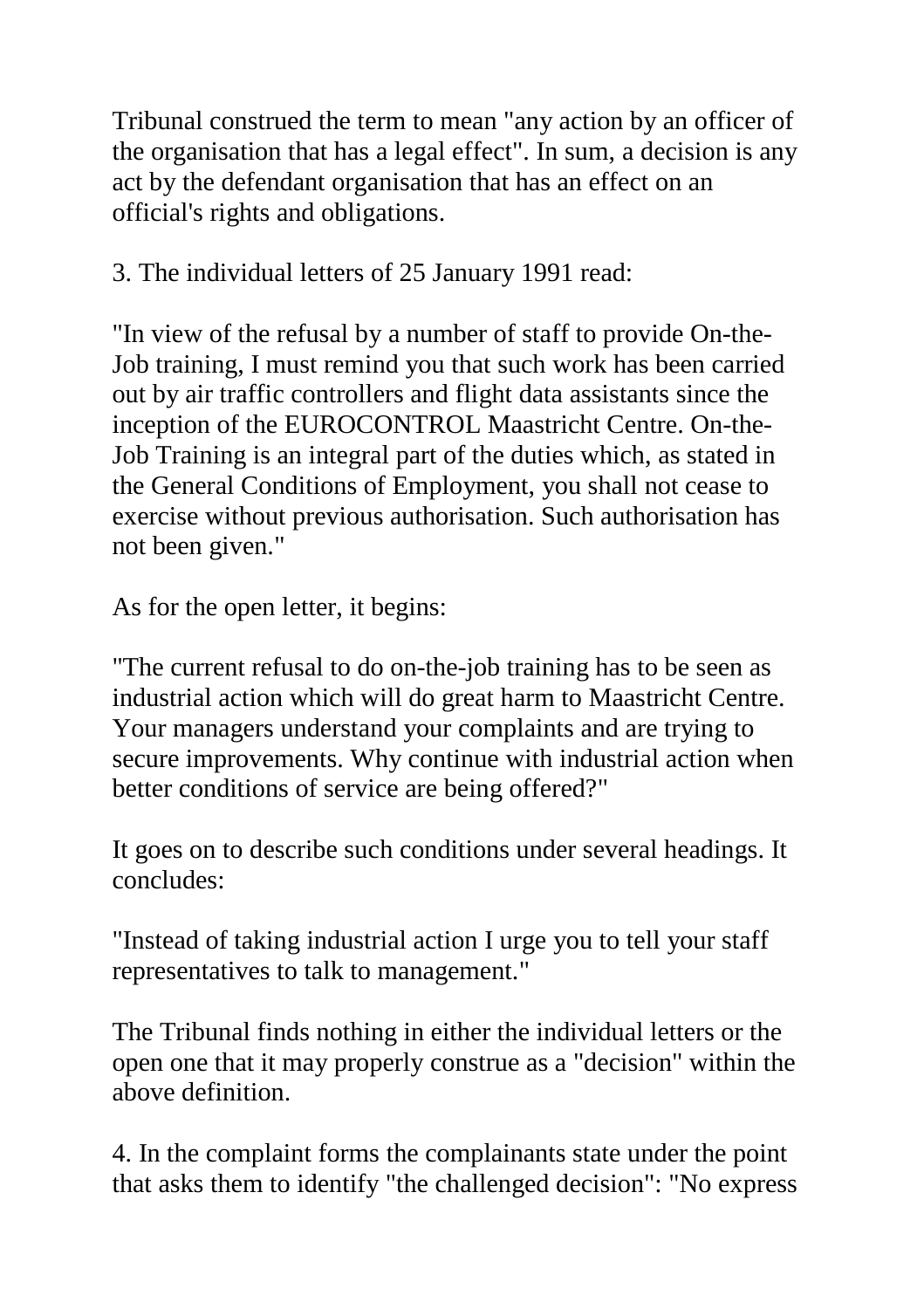Tribunal construed the term to mean "any action by an officer of the organisation that has a legal effect". In sum, a decision is any act by the defendant organisation that has an effect on an official's rights and obligations.

3. The individual letters of 25 January 1991 read:

"In view of the refusal by a number of staff to provide On-the-Job training, I must remind you that such work has been carried out by air traffic controllers and flight data assistants since the inception of the EUROCONTROL Maastricht Centre. On-the-Job Training is an integral part of the duties which, as stated in the General Conditions of Employment, you shall not cease to exercise without previous authorisation. Such authorisation has not been given."

As for the open letter, it begins:

"The current refusal to do on-the-job training has to be seen as industrial action which will do great harm to Maastricht Centre. Your managers understand your complaints and are trying to secure improvements. Why continue with industrial action when better conditions of service are being offered?"

It goes on to describe such conditions under several headings. It concludes:

"Instead of taking industrial action I urge you to tell your staff representatives to talk to management."

The Tribunal finds nothing in either the individual letters or the open one that it may properly construe as a "decision" within the above definition.

4. In the complaint forms the complainants state under the point that asks them to identify "the challenged decision": "No express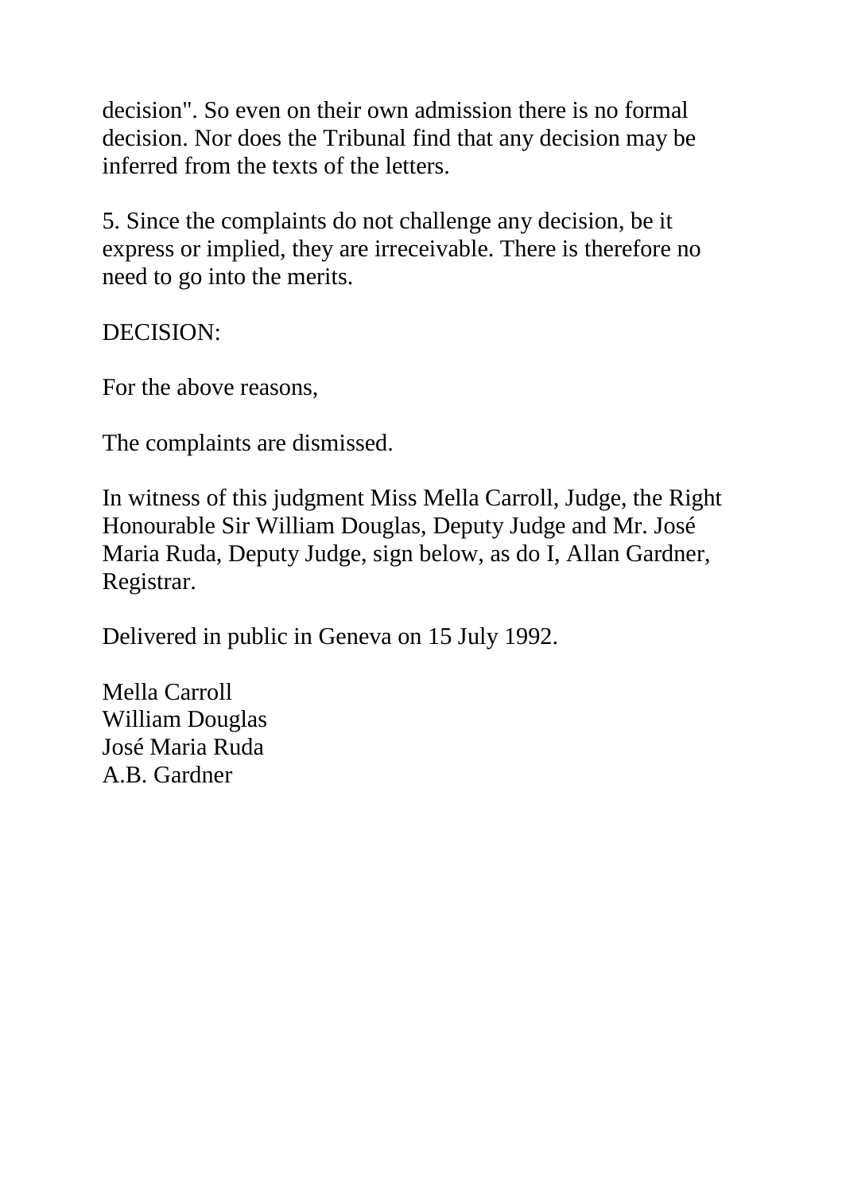decision". So even on their own admission there is no formal decision. Nor does the Tribunal find that any decision may be inferred from the texts of the letters.

5. Since the complaints do not challenge any decision, be it express or implied, they are irreceivable. There is therefore no need to go into the merits.

DECISION:

For the above reasons,

The complaints are dismissed.

In witness of this judgment Miss Mella Carroll, Judge, the Right Honourable Sir William Douglas, Deputy Judge and Mr. José Maria Ruda, Deputy Judge, sign below, as do I, Allan Gardner, Registrar.

Delivered in public in Geneva on 15 July 1992.

Mella Carroll
William Douglas
José Maria Ruda
A.B. Gardner